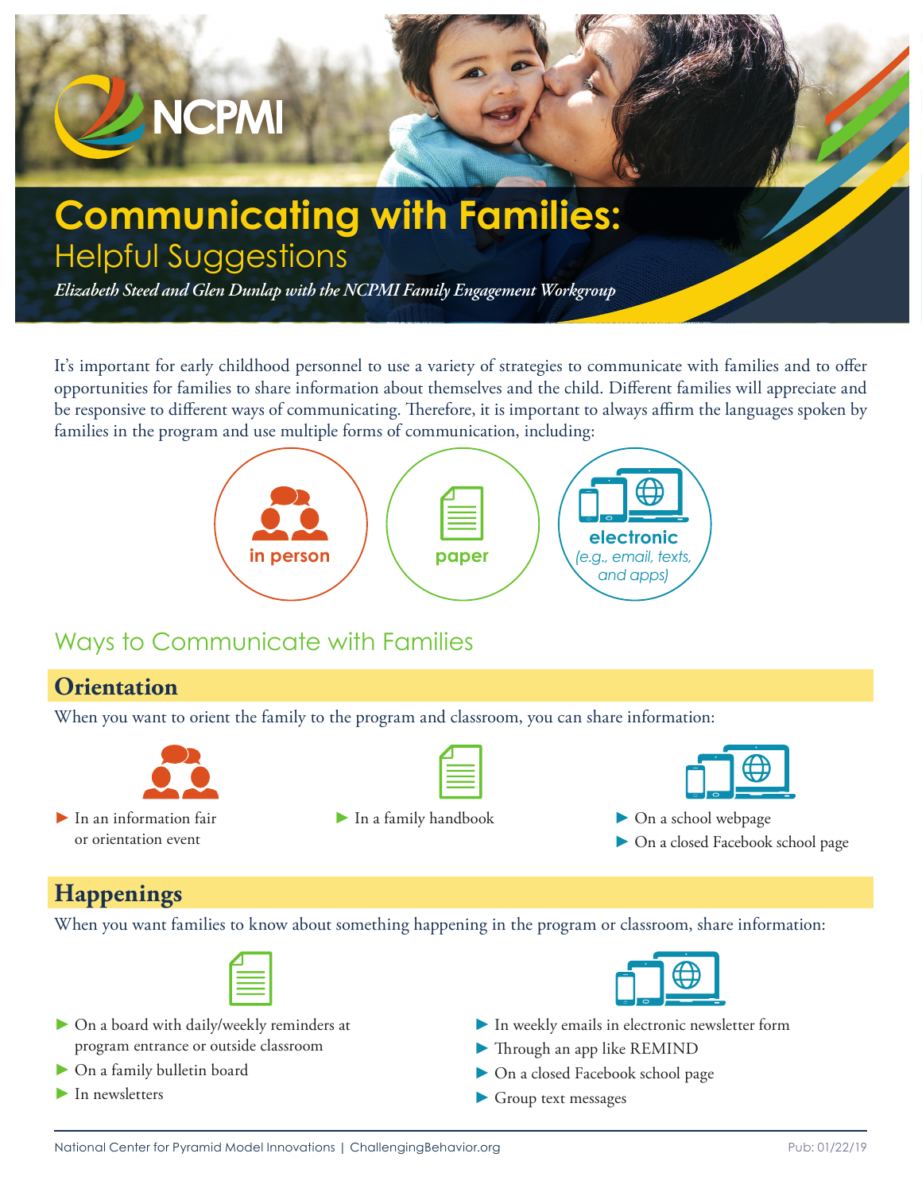NCPMI

# Communicating with Families:

## Helpful Suggestions

*Elizabeth Steed and Glen Dunlap with the NCPMI Family Engagement Workgroup*

It's important for early childhood personnel to use a variety of strategies to communicate with families and to offer opportunities for families to share information about themselves and the child. Different families will appreciate and be responsive to different ways of communicating. Therefore, it is important to always affirm the languages spoken by families in the program and use multiple forms of communication, including:

- in person
- paper
- electronic (e.g., email, texts, and apps)

## Ways to Communicate with Families

### Orientation

When you want to orient the family to the program and classroom, you can share information:

- In an information fair or orientation event
- In a family handbook
- On a school webpage
- On a closed Facebook school page

### Happenings

When you want families to know about something happening in the program or classroom, share information:

- On a board with daily/weekly reminders at program entrance or outside classroom
- On a family bulletin board
- In newsletters
- In weekly emails in electronic newsletter form
- Through an app like REMIND
- On a closed Facebook school page
- Group text messages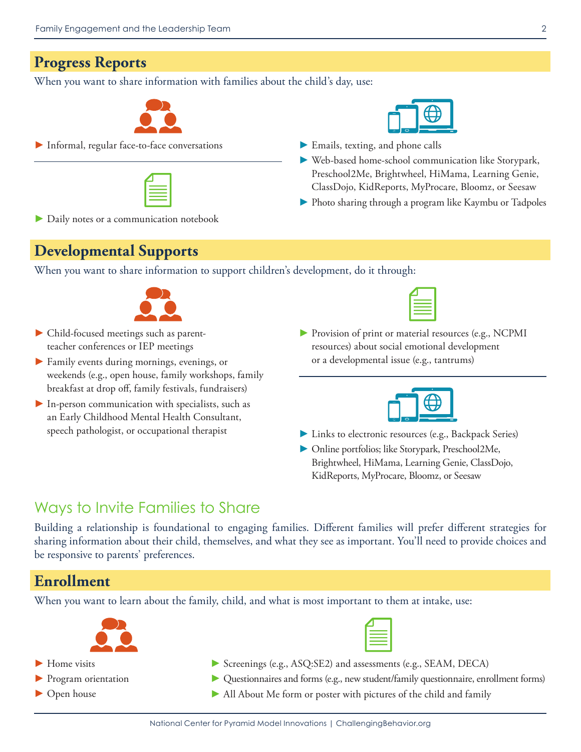## Progress Reports

When you want to share information with families about the child's day, use:

- Informal, regular face-to-face conversations

- Daily notes or a communication notebook

- Emails, texting, and phone calls
- Web-based home-school communication like Storypark, Preschool2Me, Brightwheel, HiMama, Learning Genie, ClassDojo, KidReports, MyProcare, Bloomz, or Seesaw
- Photo sharing through a program like Kaymbu or Tadpoles

## Developmental Supports

When you want to share information to support children's development, do it through:

- Child-focused meetings such as parent-teacher conferences or IEP meetings
- Family events during mornings, evenings, or weekends (e.g., open house, family workshops, family breakfast at drop off, family festivals, fundraisers)
- In-person communication with specialists, such as an Early Childhood Mental Health Consultant, speech pathologist, or occupational therapist

- Provision of print or material resources (e.g., NCPMI resources) about social emotional development or a developmental issue (e.g., tantrums)

- Links to electronic resources (e.g., Backpack Series)
- Online portfolios; like Storypark, Preschool2Me, Brightwheel, HiMama, Learning Genie, ClassDojo, KidReports, MyProcare, Bloomz, or Seesaw

# Ways to Invite Families to Share

Building a relationship is foundational to engaging families. Different families will prefer different strategies for sharing information about their child, themselves, and what they see as important. You'll need to provide choices and be responsive to parents' preferences.

## Enrollment

When you want to learn about the family, child, and what is most important to them at intake, use:

- Home visits
- Program orientation
- Open house

- Screenings (e.g., ASQ:SE2) and assessments (e.g., SEAM, DECA)
- Questionnaires and forms (e.g., new student/family questionnaire, enrollment forms)
- All About Me form or poster with pictures of the child and family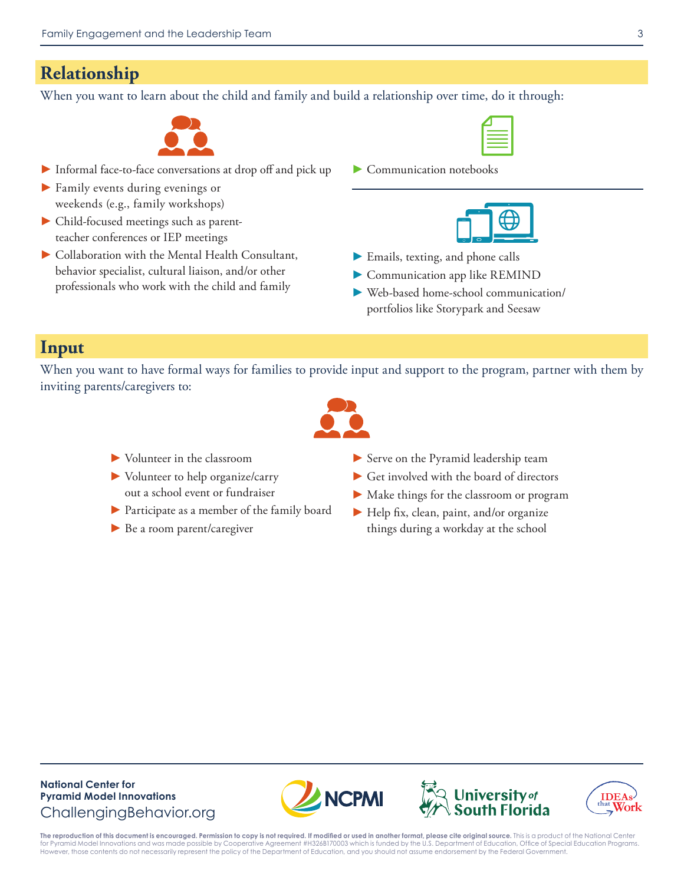## Relationship

When you want to learn about the child and family and build a relationship over time, do it through:

- Informal face-to-face conversations at drop off and pick up
- Family events during evenings or weekends (e.g., family workshops)
- Child-focused meetings such as parent-teacher conferences or IEP meetings
- Collaboration with the Mental Health Consultant, behavior specialist, cultural liaison, and/or other professionals who work with the child and family

- Communication notebooks

- Emails, texting, and phone calls
- Communication app like REMIND
- Web-based home-school communication/portfolios like Storypark and Seesaw

## Input

When you want to have formal ways for families to provide input and support to the program, partner with them by inviting parents/caregivers to:

- Volunteer in the classroom
- Volunteer to help organize/carry out a school event or fundraiser
- Participate as a member of the family board
- Be a room parent/caregiver
- Serve on the Pyramid leadership team
- Get involved with the board of directors
- Make things for the classroom or program
- Help fix, clean, paint, and/or organize things during a workday at the school

**National Center for Pyramid Model Innovations**
ChallengingBehavior.org

**The reproduction of this document is encouraged. Permission to copy is not required. If modified or used in another format, please cite original source.** This is a product of the National Center for Pyramid Model Innovations and was made possible by Cooperative Agreement #H326B170003 which is funded by the U.S. Department of Education, Office of Special Education Programs. However, those contents do not necessarily represent the policy of the Department of Education, and you should not assume endorsement by the Federal Government.